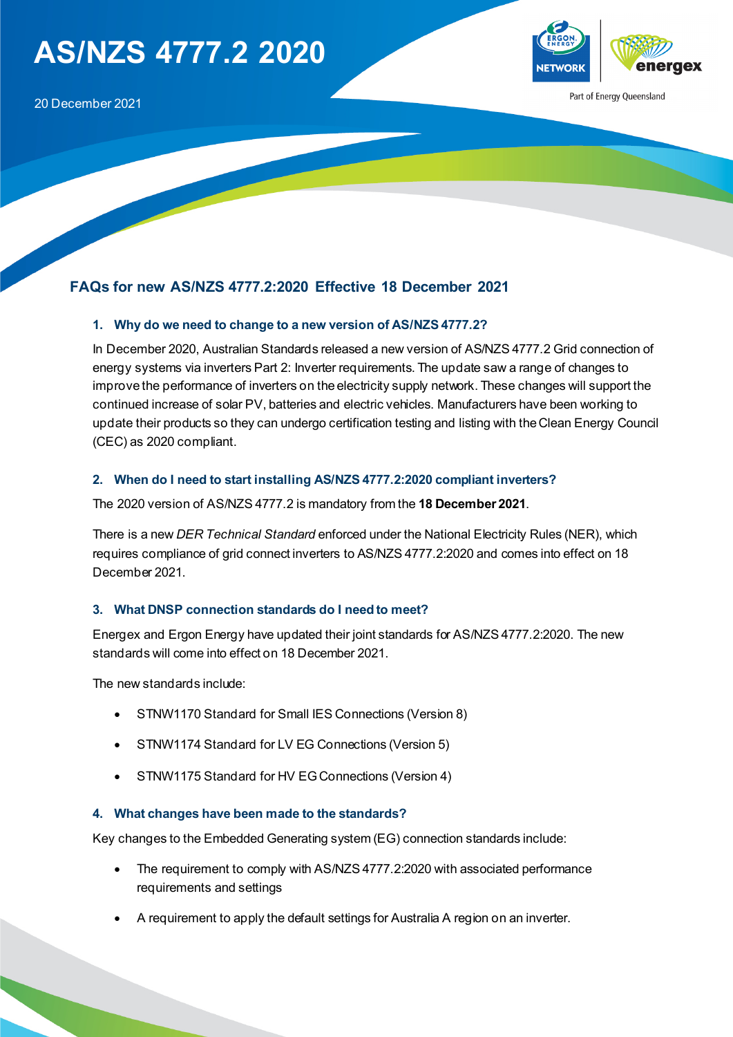# AS/NZS 4777.2 2020

20 December 2021

Part of Energy Queensland

## FAQs for new AS/NZS 4777.2:2020 Effective 18 December 2021

### 1. Why do we need to change to a new version of AS/NZS 4777.2?

In December 2020, Australian Standards released a new version of AS/NZS 4777.2 Grid connection of energy systems via inverters Part 2: Inverter requirements. The update saw a range of changes to improve the performance of inverters on the electricity supply network. These changes will support the continued increase of solar PV, batteries and electric vehicles. Manufacturers have been working to update their products so they can undergo certification testing and listing with the Clean Energy Council (CEC) as 2020 compliant.

### 2. When do I need to start installing AS/NZS 4777.2:2020 compliant inverters?

The 2020 version of AS/NZS 4777.2 is mandatory from the **18 December 2021**.

There is a new *DER Technical Standard* enforced under the National Electricity Rules (NER), which requires compliance of grid connect inverters to AS/NZS 4777.2:2020 and comes into effect on 18 December 2021.

### 3. What DNSP connection standards do I need to meet?

Energex and Ergon Energy have updated their joint standards for AS/NZS 4777.2:2020. The new standards will come into effect on 18 December 2021.

The new standards include:

- STNW1170 Standard for Small IES Connections (Version 8)
- STNW1174 Standard for LV EG Connections (Version 5)
- STNW1175 Standard for HV EG Connections (Version 4)

### 4. What changes have been made to the standards?

Key changes to the Embedded Generating system (EG) connection standards include:

- The requirement to comply with AS/NZS 4777.2:2020 with associated performance requirements and settings
- A requirement to apply the default settings for Australia A region on an inverter.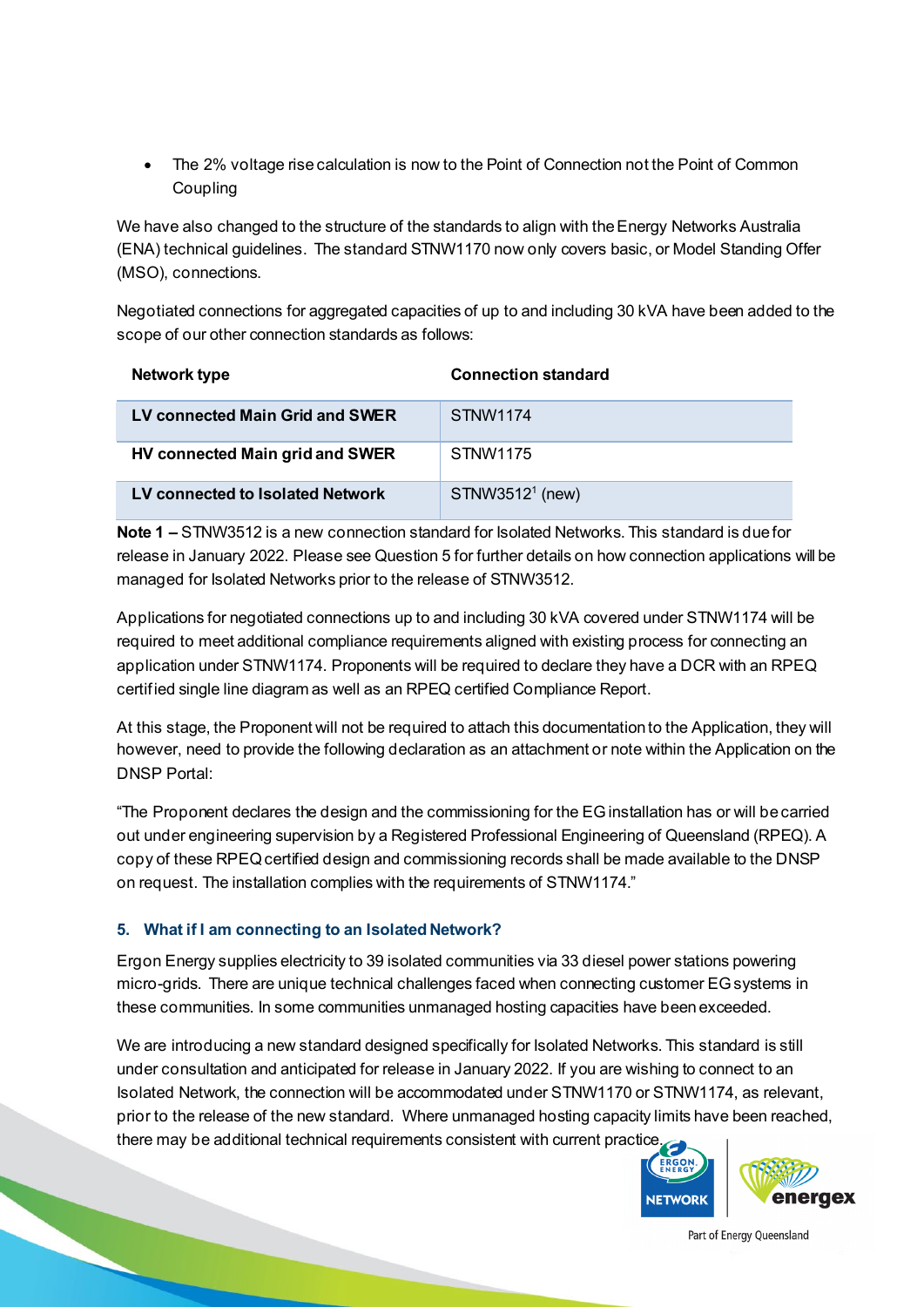- The 2% voltage rise calculation is now to the Point of Connection not the Point of Common Coupling

We have also changed to the structure of the standards to align with the Energy Networks Australia (ENA) technical guidelines. The standard STNW1170 now only covers basic, or Model Standing Offer (MSO), connections.

Negotiated connections for aggregated capacities of up to and including 30 kVA have been added to the scope of our other connection standards as follows:

| Network type | Connection standard |
|---|---|
| **LV connected Main Grid and SWER** | STNW1174 |
| **HV connected Main grid and SWER** | STNW1175 |
| **LV connected to Isolated Network** | STNW3512[1] (new) |

**Note 1 –** STNW3512 is a new connection standard for Isolated Networks. This standard is due for release in January 2022. Please see Question 5 for further details on how connection applications will be managed for Isolated Networks prior to the release of STNW3512.

Applications for negotiated connections up to and including 30 kVA covered under STNW1174 will be required to meet additional compliance requirements aligned with existing process for connecting an application under STNW1174. Proponents will be required to declare they have a DCR with an RPEQ certified single line diagram as well as an RPEQ certified Compliance Report.

At this stage, the Proponent will not be required to attach this documentation to the Application, they will however, need to provide the following declaration as an attachment or note within the Application on the DNSP Portal:

"The Proponent declares the design and the commissioning for the EG installation has or will be carried out under engineering supervision by a Registered Professional Engineering of Queensland (RPEQ). A copy of these RPEQ certified design and commissioning records shall be made available to the DNSP on request. The installation complies with the requirements of STNW1174."

### 5. What if I am connecting to an Isolated Network?

Ergon Energy supplies electricity to 39 isolated communities via 33 diesel power stations powering micro-grids. There are unique technical challenges faced when connecting customer EG systems in these communities. In some communities unmanaged hosting capacities have been exceeded.

We are introducing a new standard designed specifically for Isolated Networks. This standard is still under consultation and anticipated for release in January 2022. If you are wishing to connect to an Isolated Network, the connection will be accommodated under STNW1170 or STNW1174, as relevant, prior to the release of the new standard. Where unmanaged hosting capacity limits have been reached, there may be additional technical requirements consistent with current practice.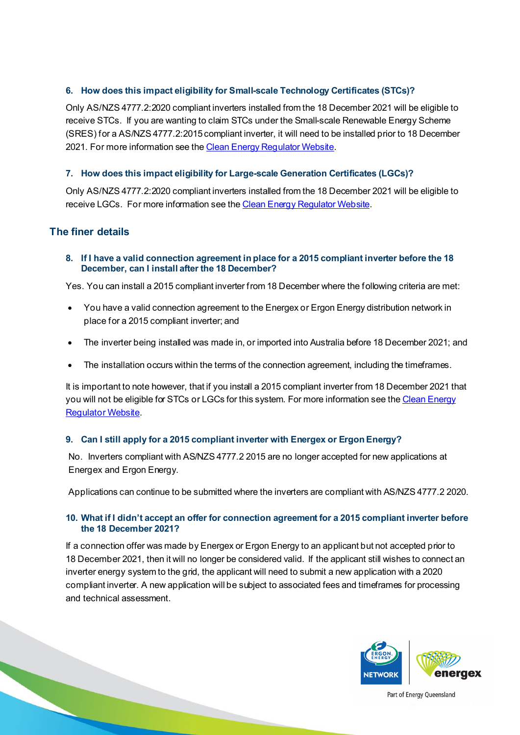### 6. How does this impact eligibility for Small-scale Technology Certificates (STCs)?

Only AS/NZS 4777.2:2020 compliant inverters installed from the 18 December 2021 will be eligible to receive STCs. If you are wanting to claim STCs under the Small-scale Renewable Energy Scheme (SRES) for a AS/NZS 4777.2:2015 compliant inverter, it will need to be installed prior to 18 December 2021. For more information see the Clean Energy Regulator Website.

### 7. How does this impact eligibility for Large-scale Generation Certificates (LGCs)?

Only AS/NZS 4777.2:2020 compliant inverters installed from the 18 December 2021 will be eligible to receive LGCs. For more information see the Clean Energy Regulator Website.

## The finer details

### 8. If I have a valid connection agreement in place for a 2015 compliant inverter before the 18 December, can I install after the 18 December?

Yes. You can install a 2015 compliant inverter from 18 December where the following criteria are met:

- You have a valid connection agreement to the Energex or Ergon Energy distribution network in place for a 2015 compliant inverter; and
- The inverter being installed was made in, or imported into Australia before 18 December 2021; and
- The installation occurs within the terms of the connection agreement, including the timeframes.

It is important to note however, that if you install a 2015 compliant inverter from 18 December 2021 that you will not be eligible for STCs or LGCs for this system. For more information see the Clean Energy Regulator Website.

### 9. Can I still apply for a 2015 compliant inverter with Energex or Ergon Energy?

No. Inverters compliant with AS/NZS 4777.2 2015 are no longer accepted for new applications at Energex and Ergon Energy.

Applications can continue to be submitted where the inverters are compliant with AS/NZS 4777.2 2020.

### 10. What if I didn't accept an offer for connection agreement for a 2015 compliant inverter before the 18 December 2021?

If a connection offer was made by Energex or Ergon Energy to an applicant but not accepted prior to 18 December 2021, then it will no longer be considered valid. If the applicant still wishes to connect an inverter energy system to the grid, the applicant will need to submit a new application with a 2020 compliant inverter. A new application will be subject to associated fees and timeframes for processing and technical assessment.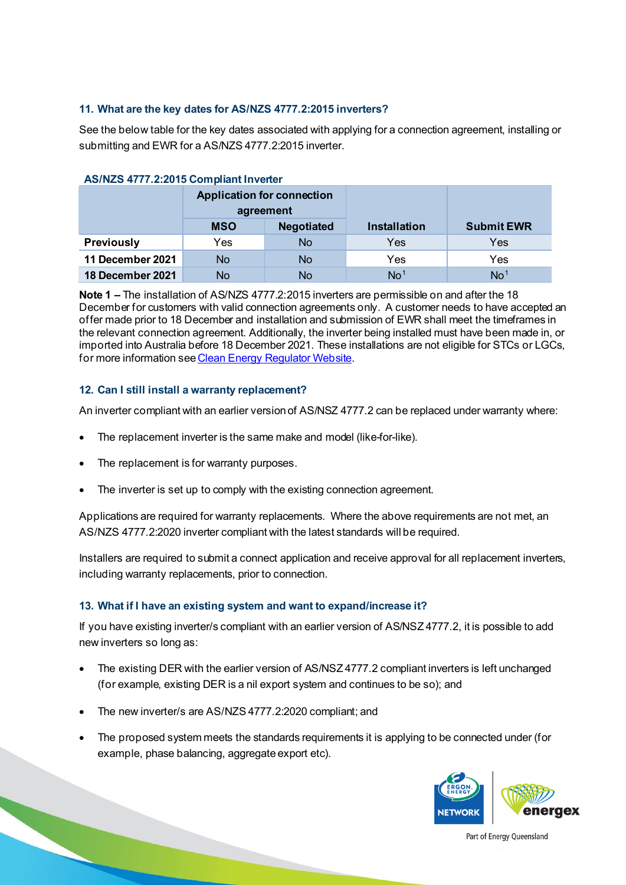### 11. What are the key dates for AS/NZS 4777.2:2015 inverters?

See the below table for the key dates associated with applying for a connection agreement, installing or submitting and EWR for a AS/NZS 4777.2:2015 inverter.

**AS/NZS 4777.2:2015 Compliant Inverter**

| | Application for connection agreement | | Installation | Submit EWR |
|---|---|---|---|---|
| | MSO | Negotiated | | |
| **Previously** | Yes | No | Yes | Yes |
| **11 December 2021** | No | No | Yes | Yes |
| **18 December 2021** | No | No | No[1] | No[1] |

**Note 1 –** The installation of AS/NZS 4777.2:2015 inverters are permissible on and after the 18 December for customers with valid connection agreements only. A customer needs to have accepted an offer made prior to 18 December and installation and submission of EWR shall meet the timeframes in the relevant connection agreement. Additionally, the inverter being installed must have been made in, or imported into Australia before 18 December 2021. These installations are not eligible for STCs or LGCs, for more information see Clean Energy Regulator Website.

### 12. Can I still install a warranty replacement?

An inverter compliant with an earlier version of AS/NSZ 4777.2 can be replaced under warranty where:

- The replacement inverter is the same make and model (like-for-like).
- The replacement is for warranty purposes.
- The inverter is set up to comply with the existing connection agreement.

Applications are required for warranty replacements. Where the above requirements are not met, an AS/NZS 4777.2:2020 inverter compliant with the latest standards will be required.

Installers are required to submit a connect application and receive approval for all replacement inverters, including warranty replacements, prior to connection.

### 13. What if I have an existing system and want to expand/increase it?

If you have existing inverter/s compliant with an earlier version of AS/NSZ 4777.2, it is possible to add new inverters so long as:

- The existing DER with the earlier version of AS/NSZ 4777.2 compliant inverters is left unchanged (for example, existing DER is a nil export system and continues to be so); and
- The new inverter/s are AS/NZS 4777.2:2020 compliant; and
- The proposed system meets the standards requirements it is applying to be connected under (for example, phase balancing, aggregate export etc).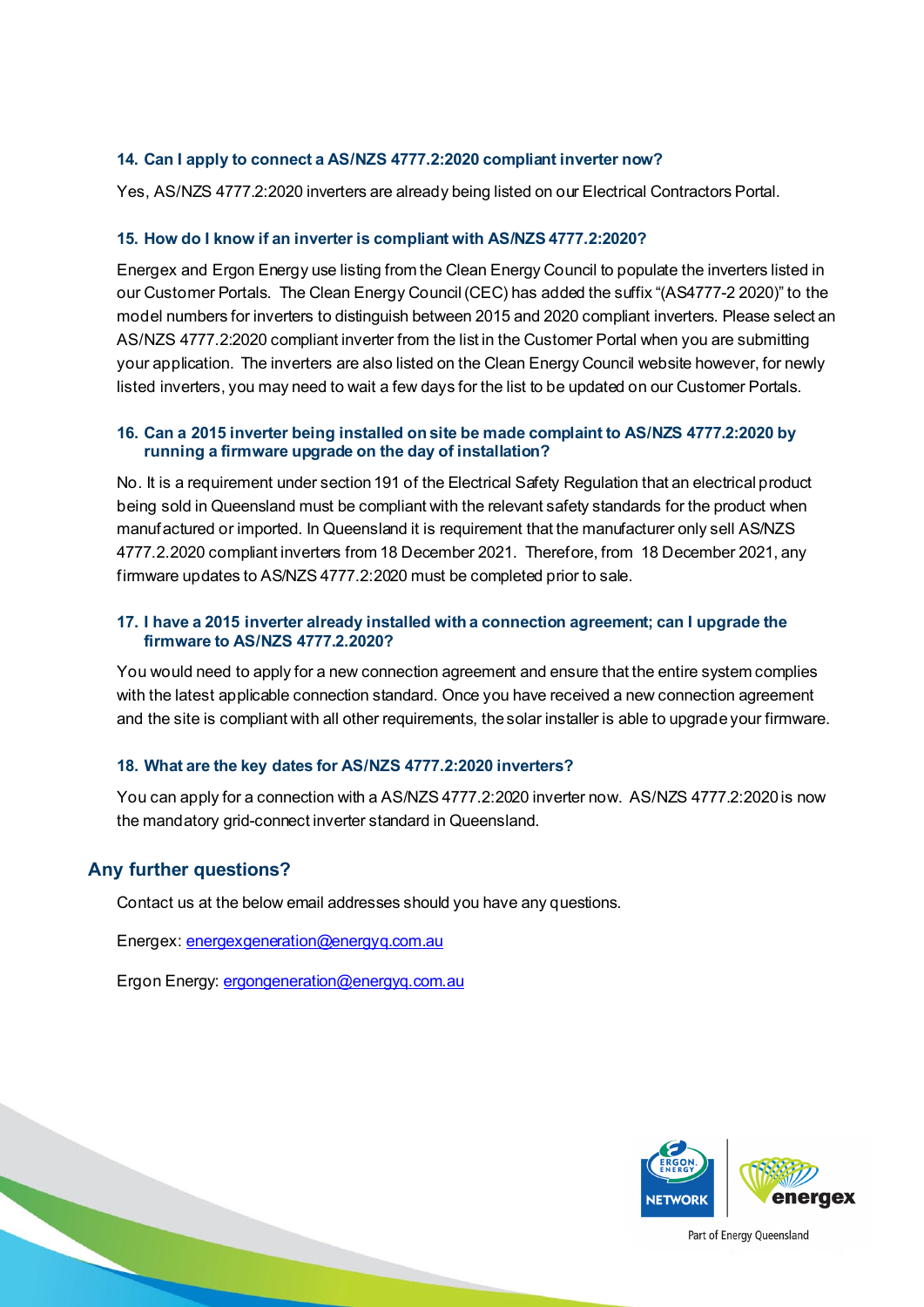### 14. Can I apply to connect a AS/NZS 4777.2:2020 compliant inverter now?

Yes, AS/NZS 4777.2:2020 inverters are already being listed on our Electrical Contractors Portal.

### 15. How do I know if an inverter is compliant with AS/NZS 4777.2:2020?

Energex and Ergon Energy use listing from the Clean Energy Council to populate the inverters listed in our Customer Portals. The Clean Energy Council (CEC) has added the suffix "(AS4777-2 2020)" to the model numbers for inverters to distinguish between 2015 and 2020 compliant inverters. Please select an AS/NZS 4777.2:2020 compliant inverter from the list in the Customer Portal when you are submitting your application. The inverters are also listed on the Clean Energy Council website however, for newly listed inverters, you may need to wait a few days for the list to be updated on our Customer Portals.

### 16. Can a 2015 inverter being installed on site be made complaint to AS/NZS 4777.2:2020 by running a firmware upgrade on the day of installation?

No. It is a requirement under section 191 of the Electrical Safety Regulation that an electrical product being sold in Queensland must be compliant with the relevant safety standards for the product when manufactured or imported. In Queensland it is requirement that the manufacturer only sell AS/NZS 4777.2.2020 compliant inverters from 18 December 2021. Therefore, from 18 December 2021, any firmware updates to AS/NZS 4777.2:2020 must be completed prior to sale.

### 17. I have a 2015 inverter already installed with a connection agreement; can I upgrade the firmware to AS/NZS 4777.2.2020?

You would need to apply for a new connection agreement and ensure that the entire system complies with the latest applicable connection standard. Once you have received a new connection agreement and the site is compliant with all other requirements, the solar installer is able to upgrade your firmware.

### 18. What are the key dates for AS/NZS 4777.2:2020 inverters?

You can apply for a connection with a AS/NZS 4777.2:2020 inverter now. AS/NZS 4777.2:2020 is now the mandatory grid-connect inverter standard in Queensland.

## Any further questions?

Contact us at the below email addresses should you have any questions.

Energex: energexgeneration@energyq.com.au

Ergon Energy: ergongeneration@energyq.com.au